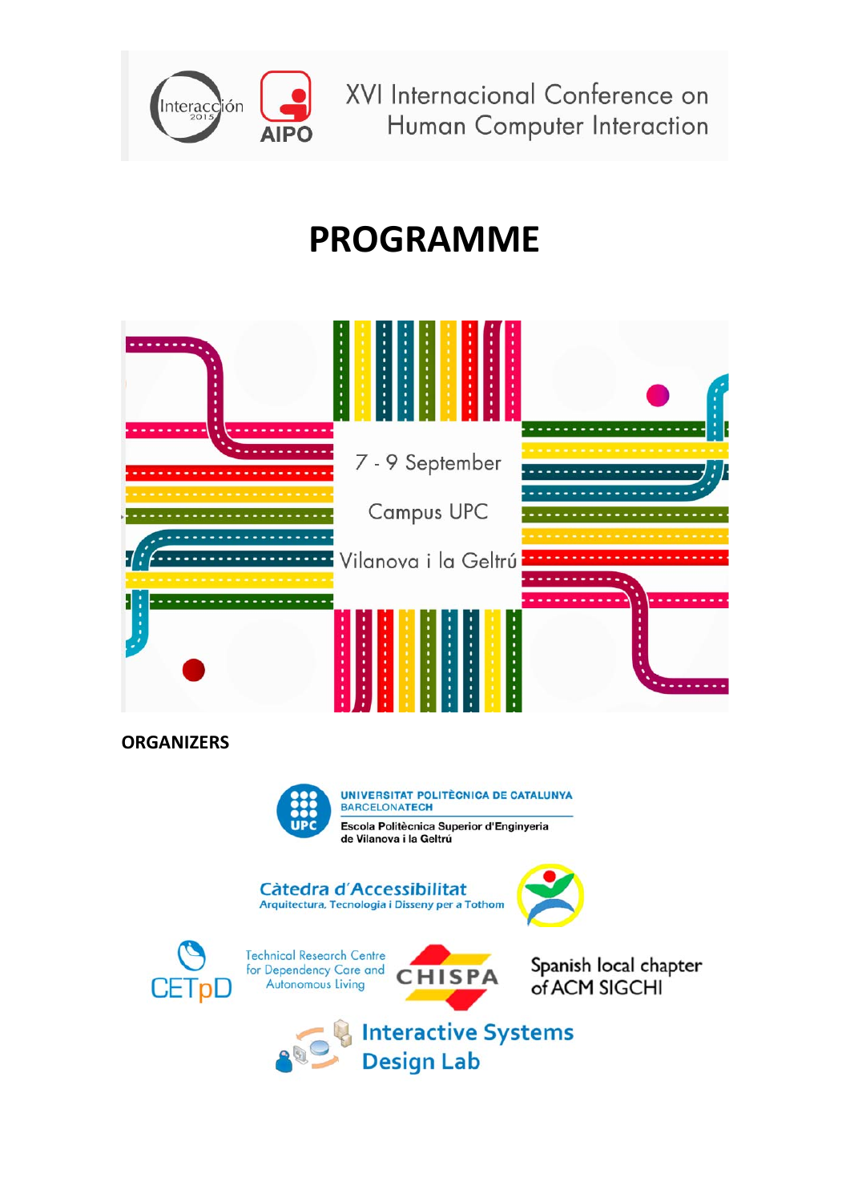Interacción 2015 AIPO

XVI Internacional Conference on Human Computer Interaction

# PROGRAMME

7 - 9 September

Campus UPC

Vilanova i la Geltrú

## ORGANIZERS

UNIVERSITAT POLITÈCNICA DE CATALUNYA
BARCELONATECH
Escola Politècnica Superior d'Enginyeria de Vilanova i la Geltrú

Càtedra d'Accessibilitat
Arquitectura, Tecnologia i Disseny per a Tothom

CETpD
Technical Research Centre for Dependency Care and Autonomous Living

CHISPA
Spanish local chapter of ACM SIGCHI

Interactive Systems Design Lab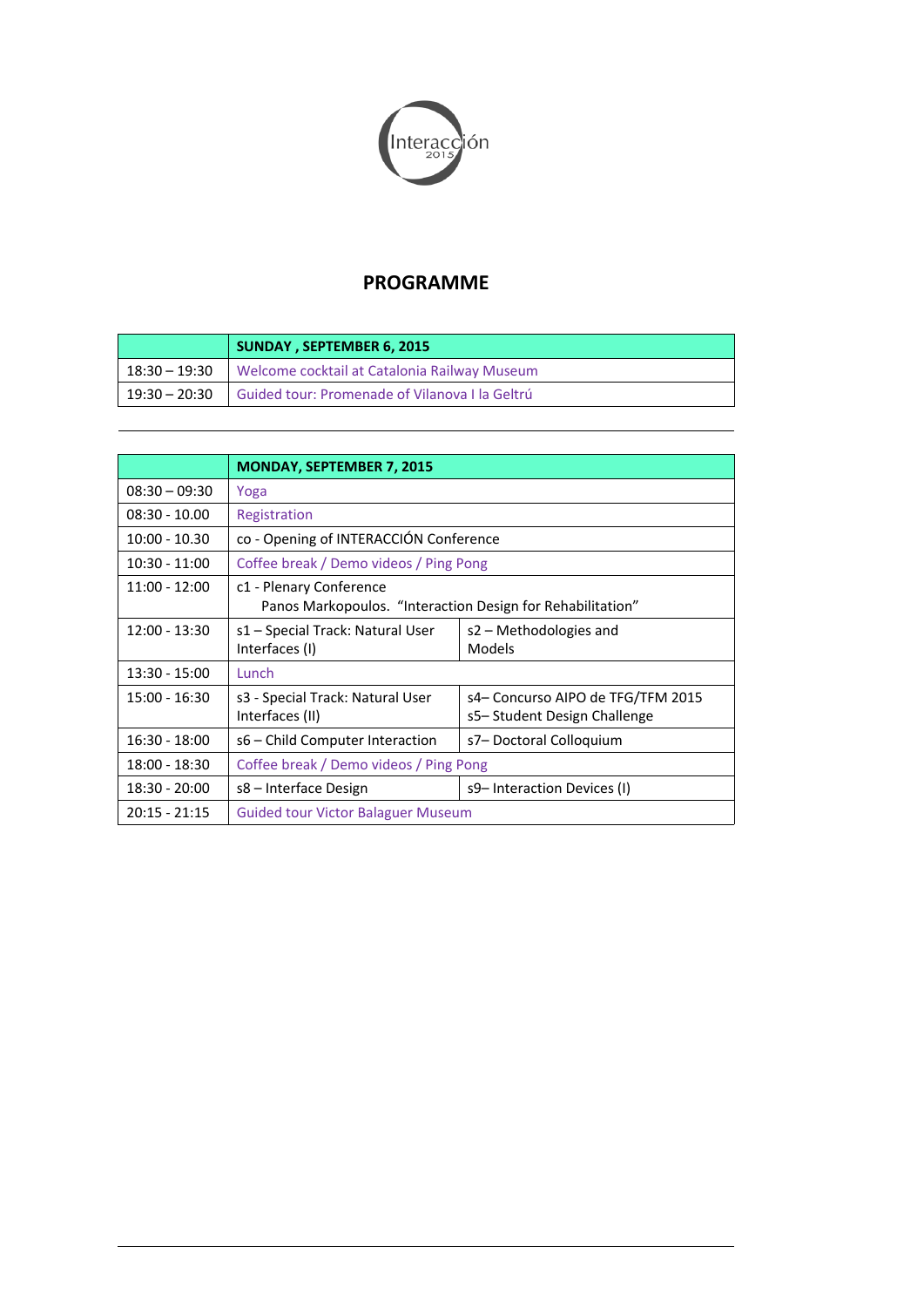# PROGRAMME

| | SUNDAY , SEPTEMBER 6, 2015 |
|---|---|
| 18:30 – 19:30 | Welcome cocktail at Catalonia Railway Museum |
| 19:30 – 20:30 | Guided tour: Promenade of Vilanova I la Geltrú |

| | MONDAY, SEPTEMBER 7, 2015 | |
|---|---|---|
| 08:30 – 09:30 | Yoga | |
| 08:30 - 10.00 | Registration | |
| 10:00 - 10.30 | co - Opening of INTERACCIÓN Conference | |
| 10:30 - 11:00 | Coffee break / Demo videos / Ping Pong | |
| 11:00 - 12:00 | c1 - Plenary Conference<br>Panos Markopoulos. "Interaction Design for Rehabilitation" | |
| 12:00 - 13:30 | s1 – Special Track: Natural User Interfaces (I) | s2 – Methodologies and Models |
| 13:30 - 15:00 | Lunch | |
| 15:00 - 16:30 | s3 - Special Track: Natural User Interfaces (II) | s4– Concurso AIPO de TFG/TFM 2015<br>s5– Student Design Challenge |
| 16:30 - 18:00 | s6 – Child Computer Interaction | s7– Doctoral Colloquium |
| 18:00 - 18:30 | Coffee break / Demo videos / Ping Pong | |
| 18:30 - 20:00 | s8 – Interface Design | s9– Interaction Devices (I) |
| 20:15 - 21:15 | Guided tour Victor Balaguer Museum | |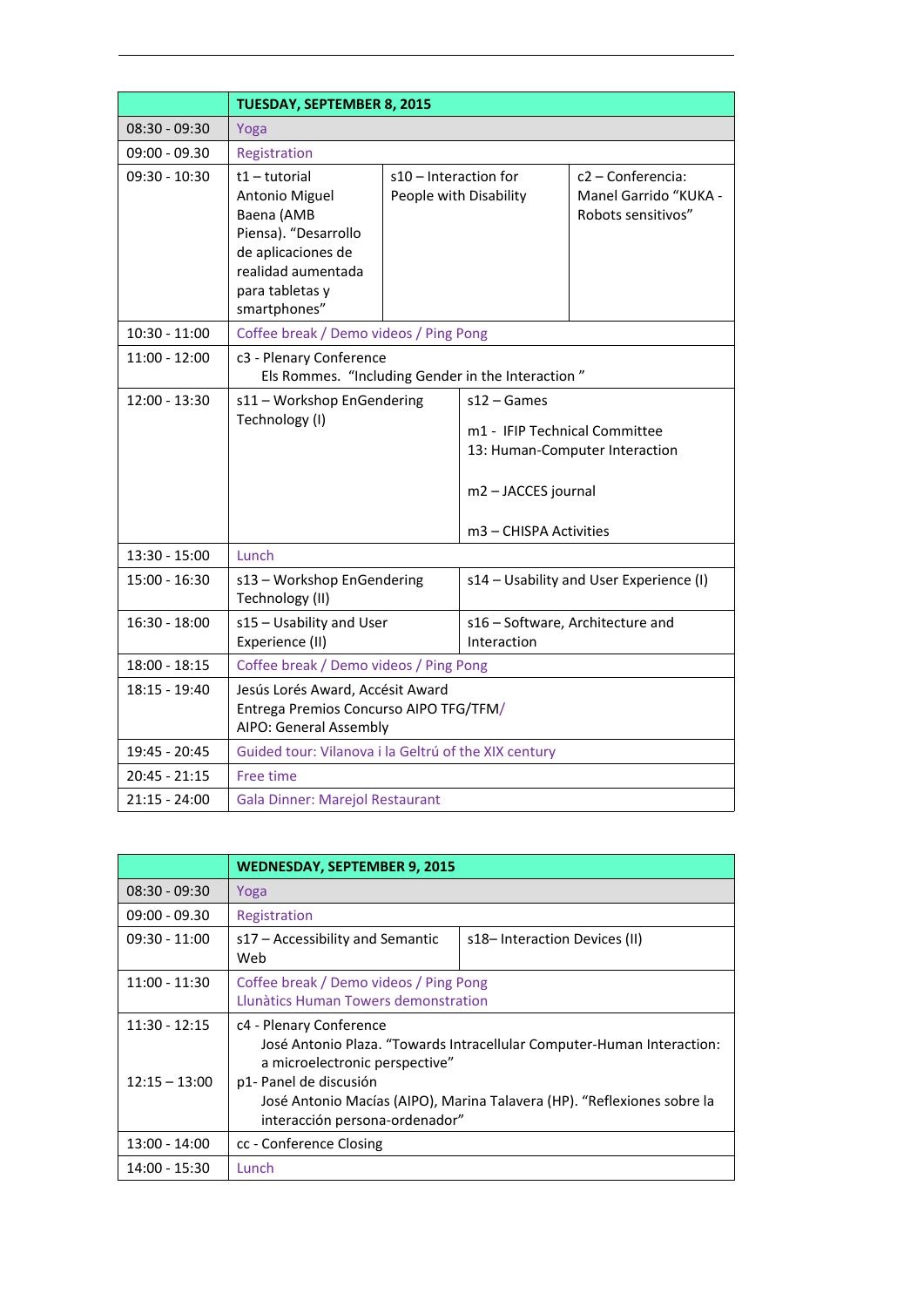| | TUESDAY, SEPTEMBER 8, 2015 | | |
|---|---|---|---|
| 08:30 - 09:30 | Yoga | | |
| 09:00 - 09.30 | Registration | | |
| 09:30 - 10:30 | t1 – tutorial Antonio Miguel Baena (AMB Piensa). “Desarrollo de aplicaciones de realidad aumentada para tabletas y smartphones” | s10 – Interaction for People with Disability | c2 – Conferencia: Manel Garrido “KUKA - Robots sensitivos” |
| 10:30 - 11:00 | Coffee break / Demo videos / Ping Pong | | |
| 11:00 - 12:00 | c3 - Plenary Conference<br>Els Rommes. “Including Gender in the Interaction ” | | |
| 12:00 - 13:30 | s11 – Workshop EnGendering Technology (I) | s12 – Games<br><br>m1 - IFIP Technical Committee 13: Human-Computer Interaction<br><br>m2 – JACCES journal<br><br>m3 – CHISPA Activities | |
| 13:30 - 15:00 | Lunch | | |
| 15:00 - 16:30 | s13 – Workshop EnGendering Technology (II) | s14 – Usability and User Experience (I) | |
| 16:30 - 18:00 | s15 – Usability and User Experience (II) | s16 – Software, Architecture and Interaction | |
| 18:00 - 18:15 | Coffee break / Demo videos / Ping Pong | | |
| 18:15 - 19:40 | Jesús Lorés Award, Accésit Award<br>Entrega Premios Concurso AIPO TFG/TFM/<br>AIPO: General Assembly | | |
| 19:45 - 20:45 | Guided tour: Vilanova i la Geltrú of the XIX century | | |
| 20:45 - 21:15 | Free time | | |
| 21:15 - 24:00 | Gala Dinner: Marejol Restaurant | | |

| | WEDNESDAY, SEPTEMBER 9, 2015 | |
|---|---|---|
| 08:30 - 09:30 | Yoga | |
| 09:00 - 09.30 | Registration | |
| 09:30 - 11:00 | s17 – Accessibility and Semantic Web | s18– Interaction Devices (II) |
| 11:00 - 11:30 | Coffee break / Demo videos / Ping Pong<br>Llunàtics Human Towers demonstration | |
| 11:30 - 12:15<br><br>12:15 – 13:00 | c4 - Plenary Conference<br>José Antonio Plaza. “Towards Intracellular Computer-Human Interaction: a microelectronic perspective”<br>p1- Panel de discusión<br>José Antonio Macías (AIPO), Marina Talavera (HP). “Reflexiones sobre la interacción persona-ordenador” | |
| 13:00 - 14:00 | cc - Conference Closing | |
| 14:00 - 15:30 | Lunch | |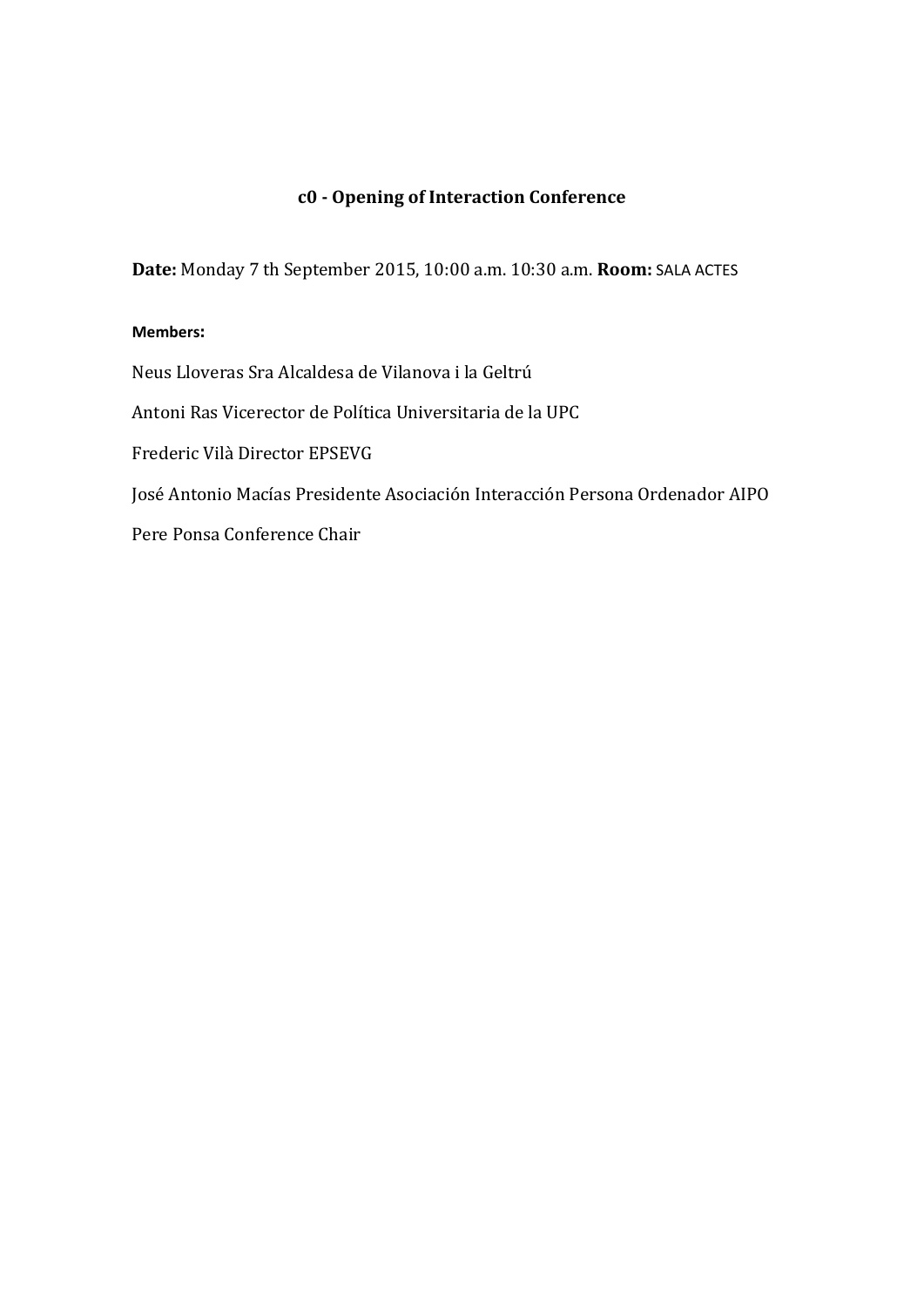## c0 - Opening of Interaction Conference

**Date:** Monday 7 th September 2015, 10:00 a.m. 10:30 a.m. **Room:** SALA ACTES

**Members:**

Neus Lloveras Sra Alcaldesa de Vilanova i la Geltrú

Antoni Ras Vicerector de Política Universitaria de la UPC

Frederic Vilà Director EPSEVG

José Antonio Macías Presidente Asociación Interacción Persona Ordenador AIPO

Pere Ponsa Conference Chair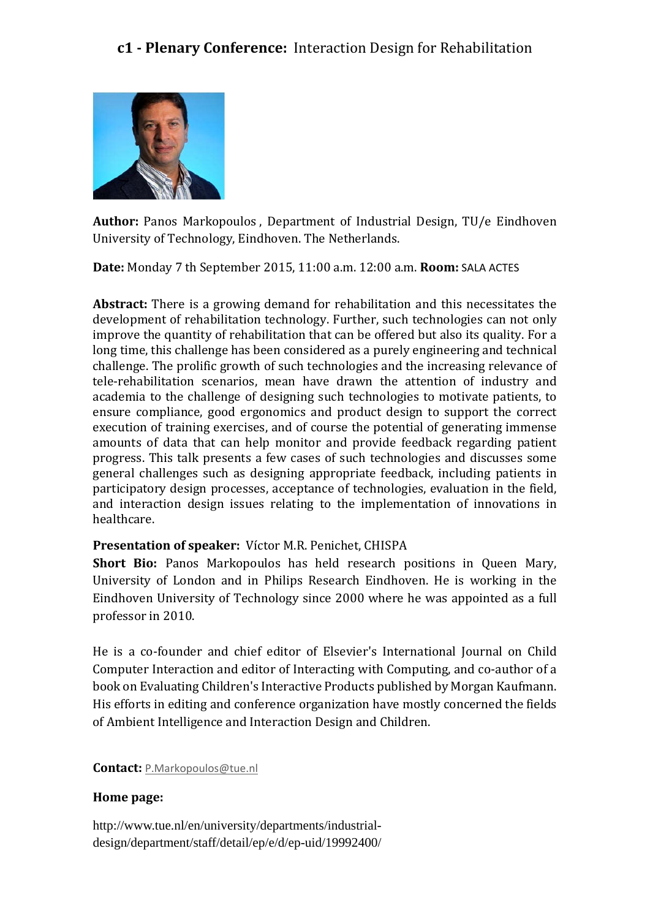## c1 - Plenary Conference: Interaction Design for Rehabilitation

**Author:** Panos Markopoulos , Department of Industrial Design, TU/e Eindhoven University of Technology, Eindhoven. The Netherlands.

**Date:** Monday 7 th September 2015, 11:00 a.m. 12:00 a.m. **Room:** SALA ACTES

**Abstract:** There is a growing demand for rehabilitation and this necessitates the development of rehabilitation technology. Further, such technologies can not only improve the quantity of rehabilitation that can be offered but also its quality. For a long time, this challenge has been considered as a purely engineering and technical challenge. The prolific growth of such technologies and the increasing relevance of tele-rehabilitation scenarios, mean have drawn the attention of industry and academia to the challenge of designing such technologies to motivate patients, to ensure compliance, good ergonomics and product design to support the correct execution of training exercises, and of course the potential of generating immense amounts of data that can help monitor and provide feedback regarding patient progress. This talk presents a few cases of such technologies and discusses some general challenges such as designing appropriate feedback, including patients in participatory design processes, acceptance of technologies, evaluation in the field, and interaction design issues relating to the implementation of innovations in healthcare.

**Presentation of speaker:** Víctor M.R. Penichet, CHISPA

**Short Bio:** Panos Markopoulos has held research positions in Queen Mary, University of London and in Philips Research Eindhoven. He is working in the Eindhoven University of Technology since 2000 where he was appointed as a full professor in 2010.

He is a co-founder and chief editor of Elsevier's International Journal on Child Computer Interaction and editor of Interacting with Computing, and co-author of a book on Evaluating Children's Interactive Products published by Morgan Kaufmann. His efforts in editing and conference organization have mostly concerned the fields of Ambient Intelligence and Interaction Design and Children.

**Contact:** P.Markopoulos@tue.nl

**Home page:**

http://www.tue.nl/en/university/departments/industrial-design/department/staff/detail/ep/e/d/ep-uid/19992400/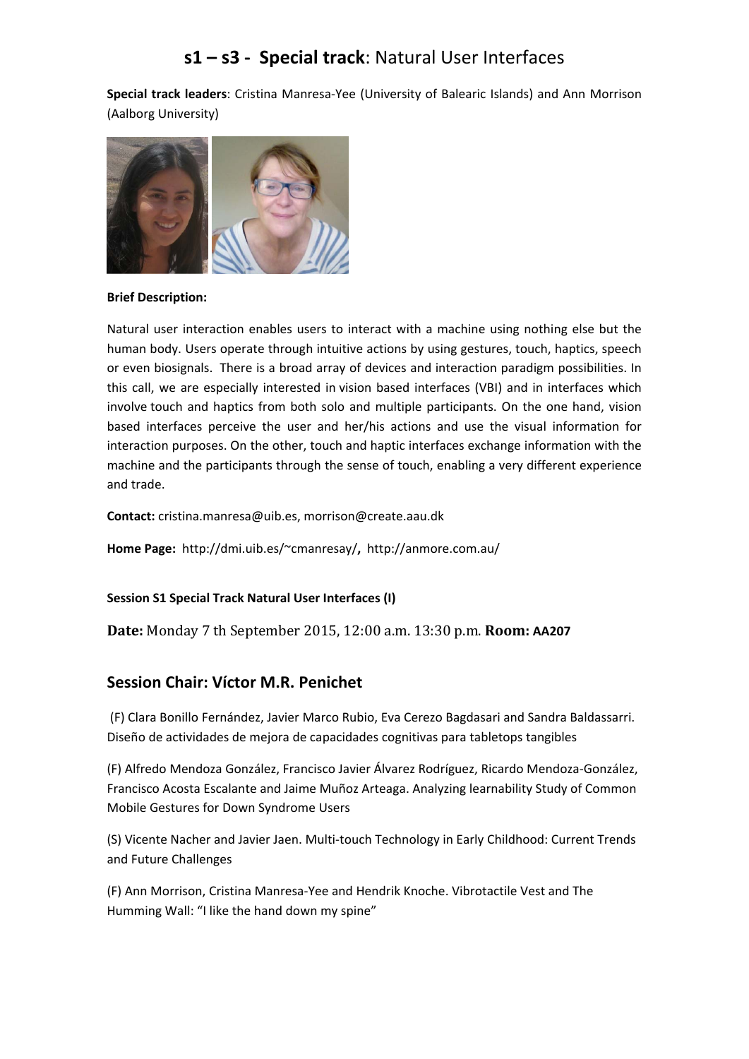# s1 – s3 - **Special track**: Natural User Interfaces

**Special track leaders**: Cristina Manresa-Yee (University of Balearic Islands) and Ann Morrison (Aalborg University)

**Brief Description:**

Natural user interaction enables users to interact with a machine using nothing else but the human body. Users operate through intuitive actions by using gestures, touch, haptics, speech or even biosignals. There is a broad array of devices and interaction paradigm possibilities. In this call, we are especially interested in vision based interfaces (VBI) and in interfaces which involve touch and haptics from both solo and multiple participants. On the one hand, vision based interfaces perceive the user and her/his actions and use the visual information for interaction purposes. On the other, touch and haptic interfaces exchange information with the machine and the participants through the sense of touch, enabling a very different experience and trade.

**Contact:** cristina.manresa@uib.es, morrison@create.aau.dk

**Home Page:** http://dmi.uib.es/~cmanresay/**,** http://anmore.com.au/

**Session S1 Special Track Natural User Interfaces (I)**

**Date:** Monday 7 th September 2015, 12:00 a.m. 13:30 p.m. **Room: AA207**

## Session Chair: Víctor M.R. Penichet

(F) Clara Bonillo Fernández, Javier Marco Rubio, Eva Cerezo Bagdasari and Sandra Baldassarri. Diseño de actividades de mejora de capacidades cognitivas para tabletops tangibles

(F) Alfredo Mendoza González, Francisco Javier Álvarez Rodríguez, Ricardo Mendoza-González, Francisco Acosta Escalante and Jaime Muñoz Arteaga. Analyzing learnability Study of Common Mobile Gestures for Down Syndrome Users

(S) Vicente Nacher and Javier Jaen. Multi-touch Technology in Early Childhood: Current Trends and Future Challenges

(F) Ann Morrison, Cristina Manresa-Yee and Hendrik Knoche. Vibrotactile Vest and The Humming Wall: "I like the hand down my spine"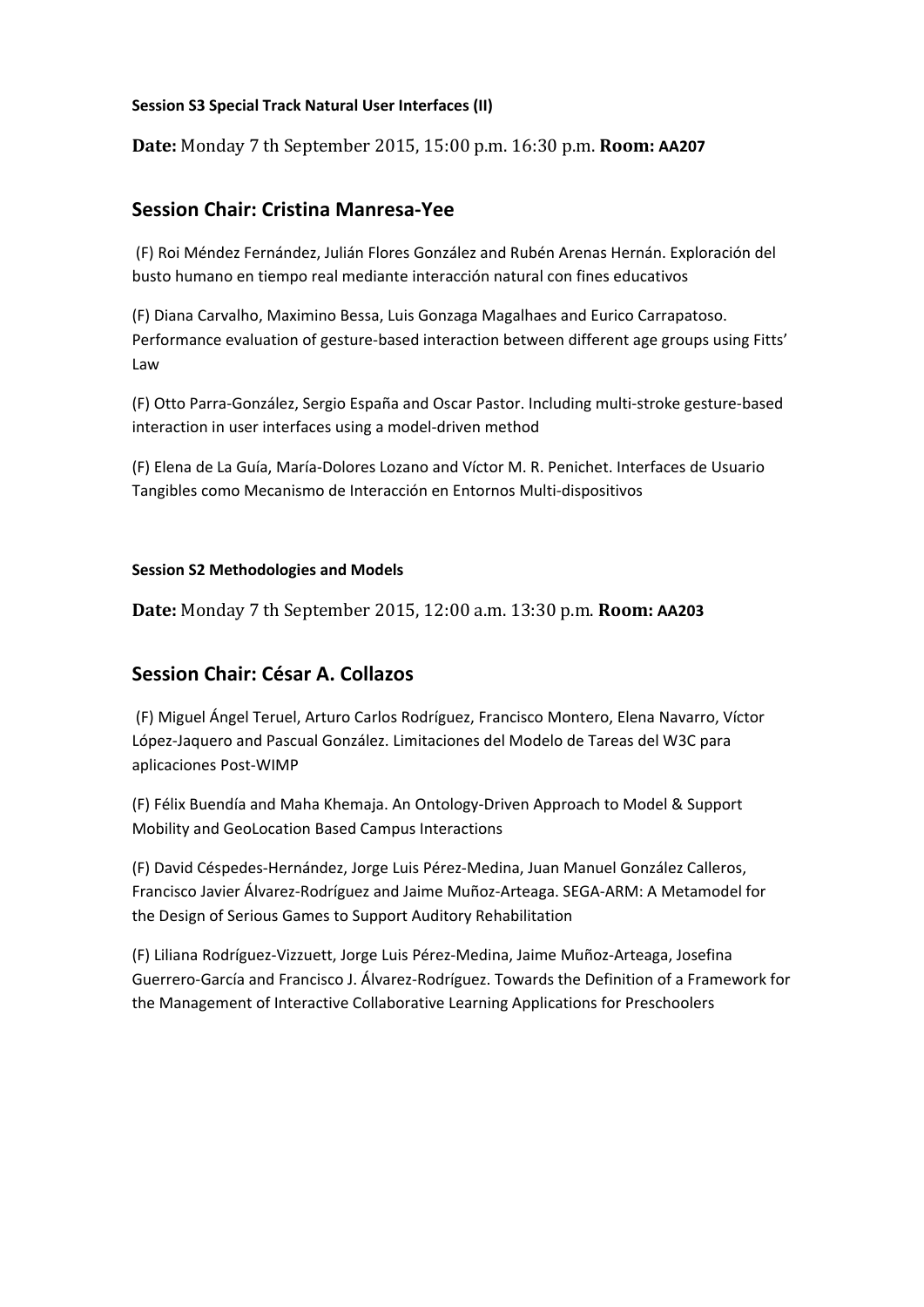**Session S3 Special Track Natural User Interfaces (II)**

**Date:** Monday 7 th September 2015, 15:00 p.m. 16:30 p.m. **Room: AA207**

## Session Chair: Cristina Manresa-Yee

(F) Roi Méndez Fernández, Julián Flores González and Rubén Arenas Hernán. Exploración del busto humano en tiempo real mediante interacción natural con fines educativos

(F) Diana Carvalho, Maximino Bessa, Luis Gonzaga Magalhaes and Eurico Carrapatoso. Performance evaluation of gesture-based interaction between different age groups using Fitts' Law

(F) Otto Parra-González, Sergio España and Oscar Pastor. Including multi-stroke gesture-based interaction in user interfaces using a model-driven method

(F) Elena de La Guía, María-Dolores Lozano and Víctor M. R. Penichet. Interfaces de Usuario Tangibles como Mecanismo de Interacción en Entornos Multi-dispositivos

**Session S2 Methodologies and Models**

**Date:** Monday 7 th September 2015, 12:00 a.m. 13:30 p.m. **Room: AA203**

## Session Chair: César A. Collazos

(F) Miguel Ángel Teruel, Arturo Carlos Rodríguez, Francisco Montero, Elena Navarro, Víctor López-Jaquero and Pascual González. Limitaciones del Modelo de Tareas del W3C para aplicaciones Post-WIMP

(F) Félix Buendía and Maha Khemaja. An Ontology-Driven Approach to Model & Support Mobility and GeoLocation Based Campus Interactions

(F) David Céspedes-Hernández, Jorge Luis Pérez-Medina, Juan Manuel González Calleros, Francisco Javier Álvarez-Rodríguez and Jaime Muñoz-Arteaga. SEGA-ARM: A Metamodel for the Design of Serious Games to Support Auditory Rehabilitation

(F) Liliana Rodríguez-Vizzuett, Jorge Luis Pérez-Medina, Jaime Muñoz-Arteaga, Josefina Guerrero-García and Francisco J. Álvarez-Rodríguez. Towards the Definition of a Framework for the Management of Interactive Collaborative Learning Applications for Preschoolers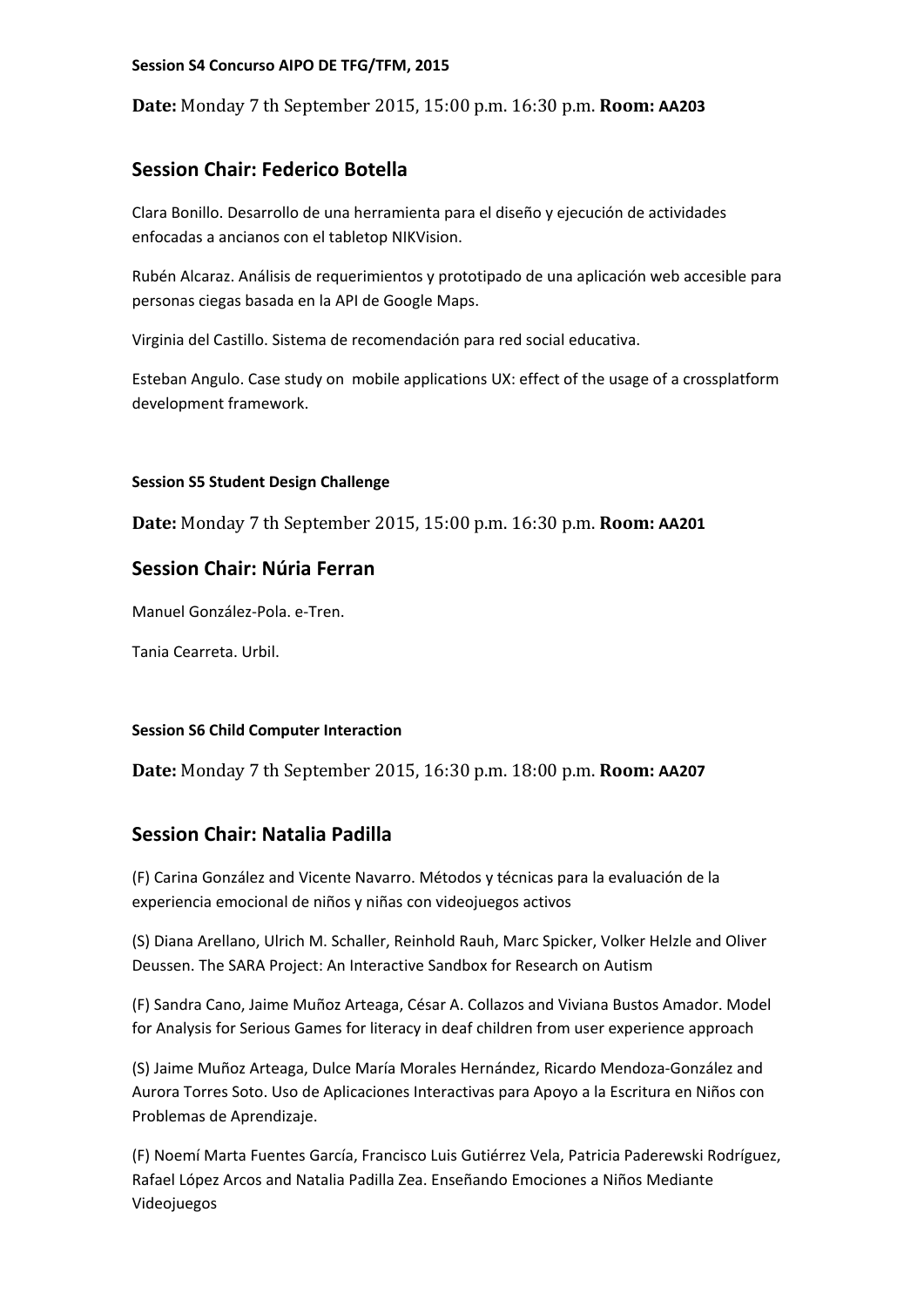**Session S4 Concurso AIPO DE TFG/TFM, 2015**

**Date:** Monday 7 th September 2015, 15:00 p.m. 16:30 p.m. **Room: AA203**

## Session Chair: Federico Botella

Clara Bonillo. Desarrollo de una herramienta para el diseño y ejecución de actividades enfocadas a ancianos con el tabletop NIKVision.

Rubén Alcaraz. Análisis de requerimientos y prototipado de una aplicación web accesible para personas ciegas basada en la API de Google Maps.

Virginia del Castillo. Sistema de recomendación para red social educativa.

Esteban Angulo. Case study on mobile applications UX: effect of the usage of a crossplatform development framework.

**Session S5 Student Design Challenge**

**Date:** Monday 7 th September 2015, 15:00 p.m. 16:30 p.m. **Room: AA201**

## Session Chair: Núria Ferran

Manuel González-Pola. e-Tren.

Tania Cearreta. Urbil.

**Session S6 Child Computer Interaction**

**Date:** Monday 7 th September 2015, 16:30 p.m. 18:00 p.m. **Room: AA207**

## Session Chair: Natalia Padilla

(F) Carina González and Vicente Navarro. Métodos y técnicas para la evaluación de la experiencia emocional de niños y niñas con videojuegos activos

(S) Diana Arellano, Ulrich M. Schaller, Reinhold Rauh, Marc Spicker, Volker Helzle and Oliver Deussen. The SARA Project: An Interactive Sandbox for Research on Autism

(F) Sandra Cano, Jaime Muñoz Arteaga, César A. Collazos and Viviana Bustos Amador. Model for Analysis for Serious Games for literacy in deaf children from user experience approach

(S) Jaime Muñoz Arteaga, Dulce María Morales Hernández, Ricardo Mendoza-González and Aurora Torres Soto. Uso de Aplicaciones Interactivas para Apoyo a la Escritura en Niños con Problemas de Aprendizaje.

(F) Noemí Marta Fuentes García, Francisco Luis Gutiérrez Vela, Patricia Paderewski Rodríguez, Rafael López Arcos and Natalia Padilla Zea. Enseñando Emociones a Niños Mediante Videojuegos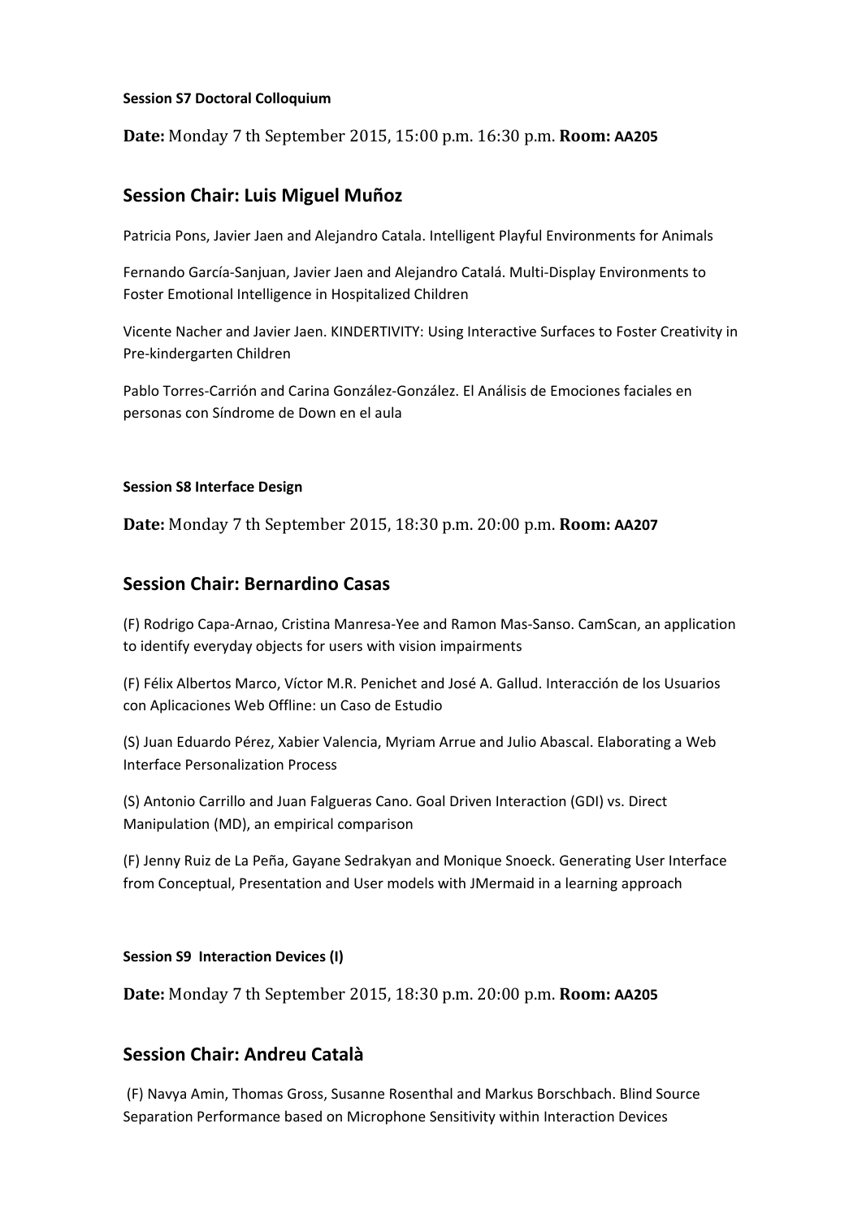**Session S7 Doctoral Colloquium**

**Date:** Monday 7 th September 2015, 15:00 p.m. 16:30 p.m. **Room:** **AA205**

## Session Chair: Luis Miguel Muñoz

Patricia Pons, Javier Jaen and Alejandro Catala. Intelligent Playful Environments for Animals

Fernando García-Sanjuan, Javier Jaen and Alejandro Catalá. Multi-Display Environments to Foster Emotional Intelligence in Hospitalized Children

Vicente Nacher and Javier Jaen. KINDERTIVITY: Using Interactive Surfaces to Foster Creativity in Pre-kindergarten Children

Pablo Torres-Carrión and Carina González-González. El Análisis de Emociones faciales en personas con Síndrome de Down en el aula

**Session S8 Interface Design**

**Date:** Monday 7 th September 2015, 18:30 p.m. 20:00 p.m. **Room:** **AA207**

## Session Chair: Bernardino Casas

(F) Rodrigo Capa-Arnao, Cristina Manresa-Yee and Ramon Mas-Sanso. CamScan, an application to identify everyday objects for users with vision impairments

(F) Félix Albertos Marco, Víctor M.R. Penichet and José A. Gallud. Interacción de los Usuarios con Aplicaciones Web Offline: un Caso de Estudio

(S) Juan Eduardo Pérez, Xabier Valencia, Myriam Arrue and Julio Abascal. Elaborating a Web Interface Personalization Process

(S) Antonio Carrillo and Juan Falgueras Cano. Goal Driven Interaction (GDI) vs. Direct Manipulation (MD), an empirical comparison

(F) Jenny Ruiz de La Peña, Gayane Sedrakyan and Monique Snoeck. Generating User Interface from Conceptual, Presentation and User models with JMermaid in a learning approach

**Session S9 Interaction Devices (I)**

**Date:** Monday 7 th September 2015, 18:30 p.m. 20:00 p.m. **Room:** **AA205**

## Session Chair: Andreu Català

(F) Navya Amin, Thomas Gross, Susanne Rosenthal and Markus Borschbach. Blind Source Separation Performance based on Microphone Sensitivity within Interaction Devices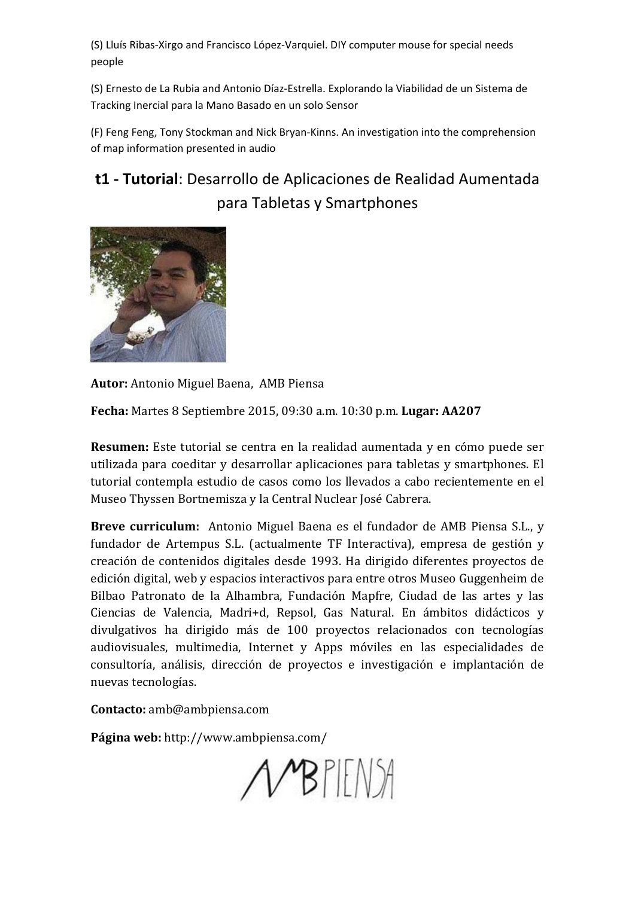(S) Lluís Ribas-Xirgo and Francisco López-Varquiel. DIY computer mouse for special needs people

(S) Ernesto de La Rubia and Antonio Díaz-Estrella. Explorando la Viabilidad de un Sistema de Tracking Inercial para la Mano Basado en un solo Sensor

(F) Feng Feng, Tony Stockman and Nick Bryan-Kinns. An investigation into the comprehension of map information presented in audio

## **t1 - Tutorial**: Desarrollo de Aplicaciones de Realidad Aumentada para Tabletas y Smartphones

**Autor:** Antonio Miguel Baena, AMB Piensa

**Fecha:** Martes 8 Septiembre 2015, 09:30 a.m. 10:30 p.m. **Lugar: AA207**

**Resumen:** Este tutorial se centra en la realidad aumentada y en cómo puede ser utilizada para coeditar y desarrollar aplicaciones para tabletas y smartphones. El tutorial contempla estudio de casos como los llevados a cabo recientemente en el Museo Thyssen Bortnemisza y la Central Nuclear José Cabrera.

**Breve curriculum:** Antonio Miguel Baena es el fundador de AMB Piensa S.L., y fundador de Artempus S.L. (actualmente TF Interactiva), empresa de gestión y creación de contenidos digitales desde 1993. Ha dirigido diferentes proyectos de edición digital, web y espacios interactivos para entre otros Museo Guggenheim de Bilbao Patronato de la Alhambra, Fundación Mapfre, Ciudad de las artes y las Ciencias de Valencia, Madri+d, Repsol, Gas Natural. En ámbitos didácticos y divulgativos ha dirigido más de 100 proyectos relacionados con tecnologías audiovisuales, multimedia, Internet y Apps móviles en las especialidades de consultoría, análisis, dirección de proyectos e investigación e implantación de nuevas tecnologías.

**Contacto:** amb@ambpiensa.com

**Página web:** http://www.ambpiensa.com/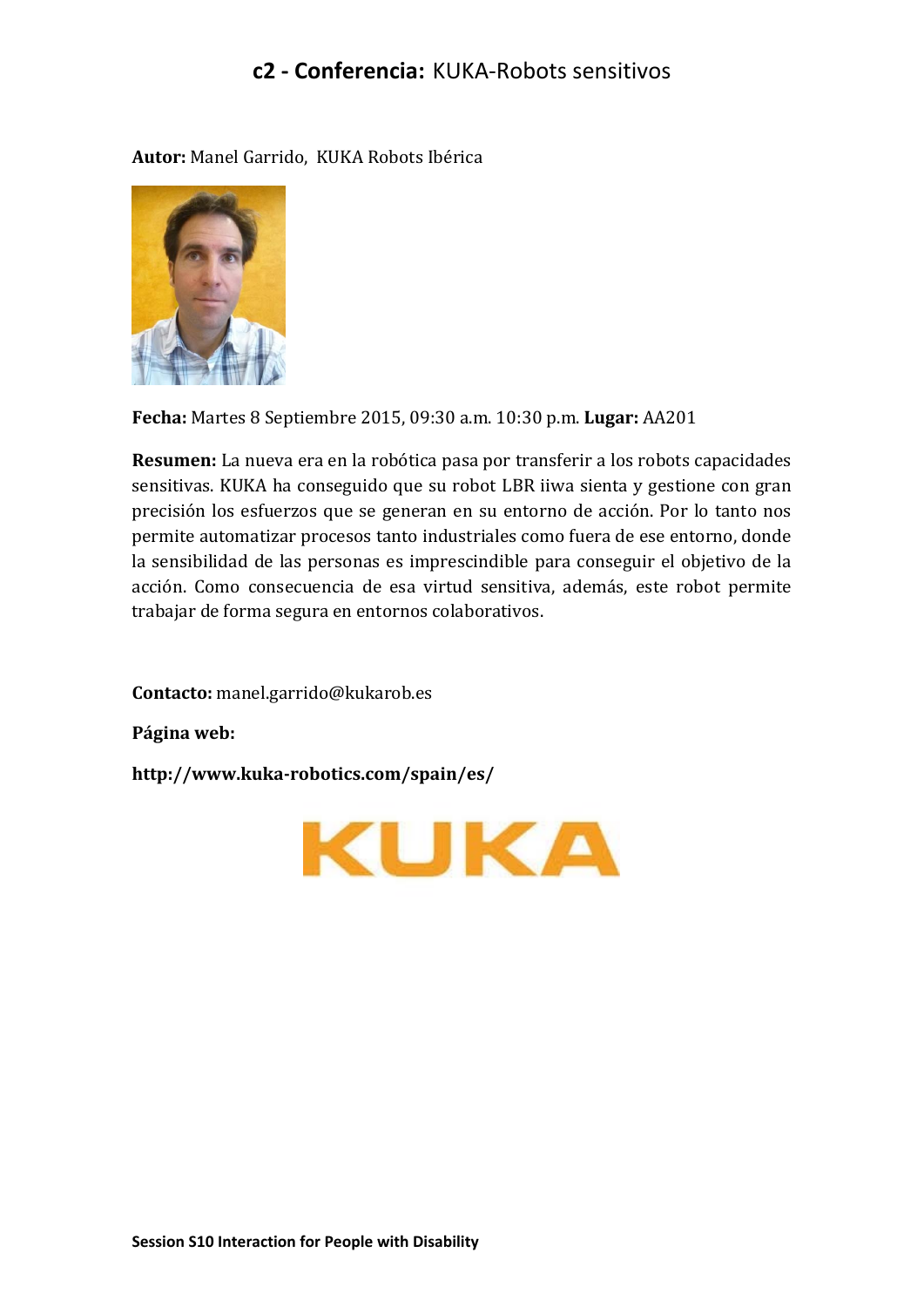# c2 - Conferencia: KUKA-Robots sensitivos

**Autor:** Manel Garrido, KUKA Robots Ibérica

**Fecha:** Martes 8 Septiembre 2015, 09:30 a.m. 10:30 p.m. **Lugar:** AA201

**Resumen:** La nueva era en la robótica pasa por transferir a los robots capacidades sensitivas. KUKA ha conseguido que su robot LBR iiwa sienta y gestione con gran precisión los esfuerzos que se generan en su entorno de acción. Por lo tanto nos permite automatizar procesos tanto industriales como fuera de ese entorno, donde la sensibilidad de las personas es imprescindible para conseguir el objetivo de la acción. Como consecuencia de esa virtud sensitiva, además, este robot permite trabajar de forma segura en entornos colaborativos.

**Contacto:** manel.garrido@kukarob.es

**Página web:**

**http://www.kuka-robotics.com/spain/es/**

KUKA

**Session S10 Interaction for People with Disability**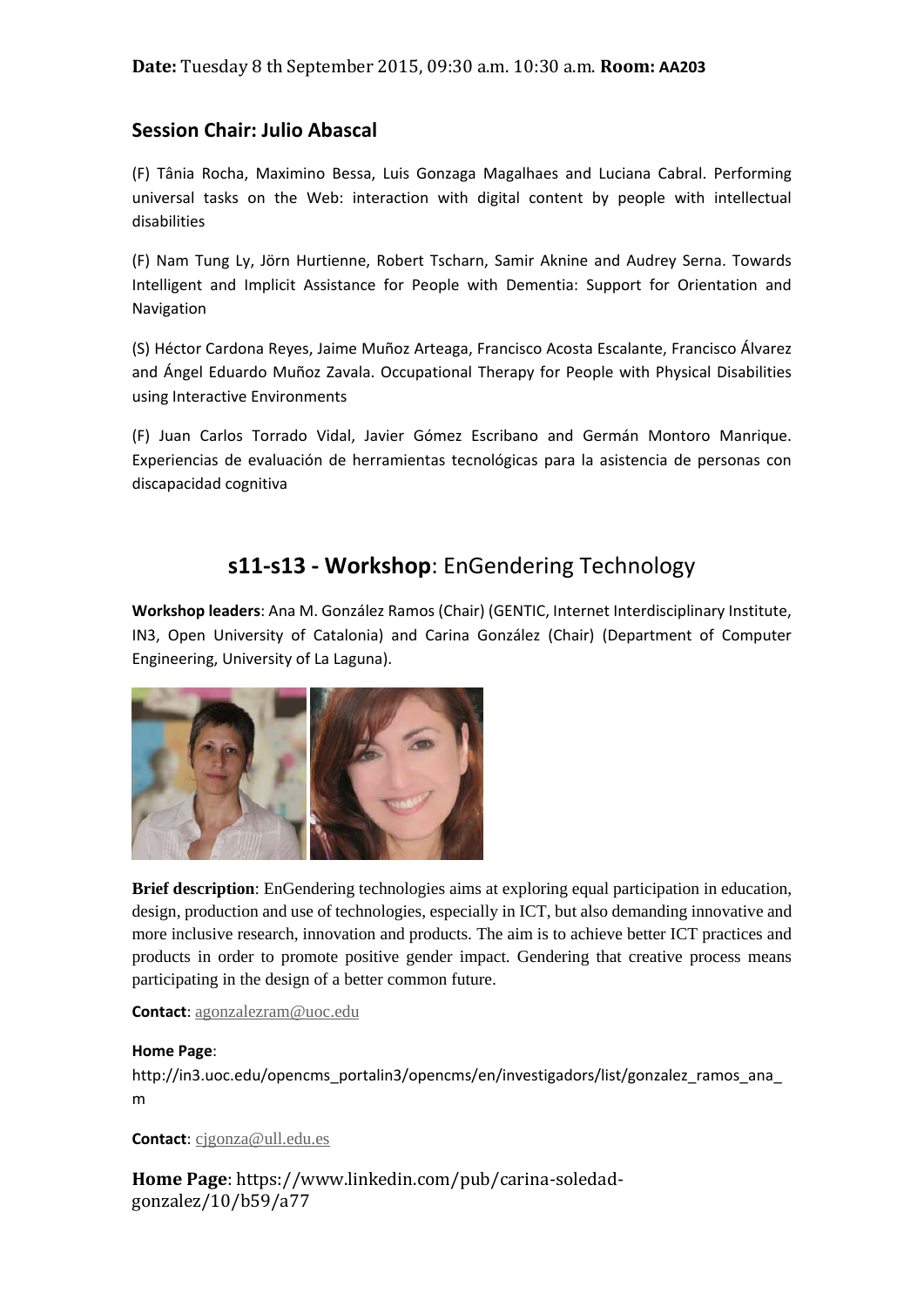**Date:** Tuesday 8 th September 2015, 09:30 a.m. 10:30 a.m. **Room: AA203**

### Session Chair: Julio Abascal

(F) Tânia Rocha, Maximino Bessa, Luis Gonzaga Magalhaes and Luciana Cabral. Performing universal tasks on the Web: interaction with digital content by people with intellectual disabilities

(F) Nam Tung Ly, Jörn Hurtienne, Robert Tscharn, Samir Aknine and Audrey Serna. Towards Intelligent and Implicit Assistance for People with Dementia: Support for Orientation and Navigation

(S) Héctor Cardona Reyes, Jaime Muñoz Arteaga, Francisco Acosta Escalante, Francisco Álvarez and Ángel Eduardo Muñoz Zavala. Occupational Therapy for People with Physical Disabilities using Interactive Environments

(F) Juan Carlos Torrado Vidal, Javier Gómez Escribano and Germán Montoro Manrique. Experiencias de evaluación de herramientas tecnológicas para la asistencia de personas con discapacidad cognitiva

## s11-s13 - **Workshop**: EnGendering Technology

**Workshop leaders**: Ana M. González Ramos (Chair) (GENTIC, Internet Interdisciplinary Institute, IN3, Open University of Catalonia) and Carina González (Chair) (Department of Computer Engineering, University of La Laguna).

**Brief description**: EnGendering technologies aims at exploring equal participation in education, design, production and use of technologies, especially in ICT, but also demanding innovative and more inclusive research, innovation and products. The aim is to achieve better ICT practices and products in order to promote positive gender impact. Gendering that creative process means participating in the design of a better common future.

**Contact**: agonzalezram@uoc.edu

**Home Page**: http://in3.uoc.edu/opencms_portalin3/opencms/en/investigadors/list/gonzalez_ramos_ana_m

**Contact**: cjgonza@ull.edu.es

**Home Page**: https://www.linkedin.com/pub/carina-soledad-gonzalez/10/b59/a77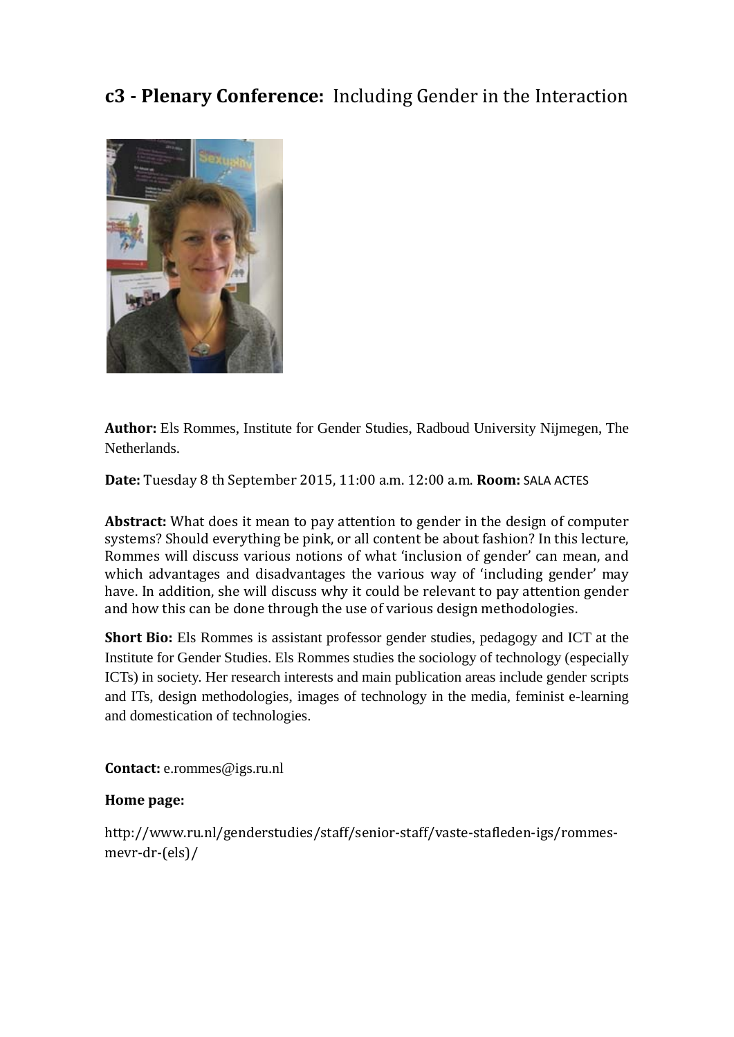## **c3 - Plenary Conference:** Including Gender in the Interaction

**Author:** Els Rommes, Institute for Gender Studies, Radboud University Nijmegen, The Netherlands.

**Date:** Tuesday 8 th September 2015, 11:00 a.m. 12:00 a.m. **Room:** SALA ACTES

**Abstract:** What does it mean to pay attention to gender in the design of computer systems? Should everything be pink, or all content be about fashion? In this lecture, Rommes will discuss various notions of what 'inclusion of gender' can mean, and which advantages and disadvantages the various way of 'including gender' may have. In addition, she will discuss why it could be relevant to pay attention gender and how this can be done through the use of various design methodologies.

**Short Bio:** Els Rommes is assistant professor gender studies, pedagogy and ICT at the Institute for Gender Studies. Els Rommes studies the sociology of technology (especially ICTs) in society. Her research interests and main publication areas include gender scripts and ITs, design methodologies, images of technology in the media, feminist e-learning and domestication of technologies.

**Contact:** e.rommes@igs.ru.nl

**Home page:**

http://www.ru.nl/genderstudies/staff/senior-staff/vaste-stafleden-igs/rommes-mevr-dr-(els)/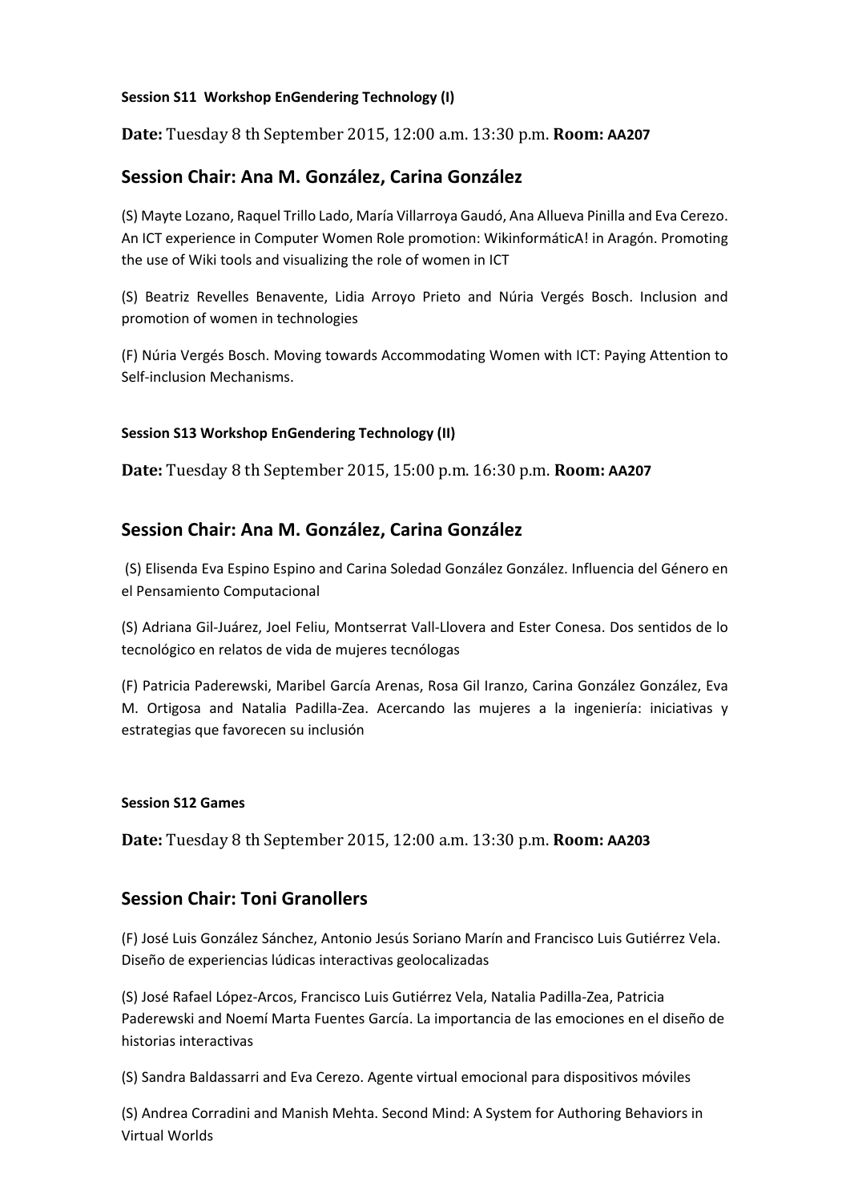**Session S11 Workshop EnGendering Technology (I)**

**Date:** Tuesday 8 th September 2015, 12:00 a.m. 13:30 p.m. **Room: AA207**

## Session Chair: Ana M. González, Carina González

(S) Mayte Lozano, Raquel Trillo Lado, María Villarroya Gaudó, Ana Allueva Pinilla and Eva Cerezo. An ICT experience in Computer Women Role promotion: WikinformáticA! in Aragón. Promoting the use of Wiki tools and visualizing the role of women in ICT

(S) Beatriz Revelles Benavente, Lidia Arroyo Prieto and Núria Vergés Bosch. Inclusion and promotion of women in technologies

(F) Núria Vergés Bosch. Moving towards Accommodating Women with ICT: Paying Attention to Self-inclusion Mechanisms.

**Session S13 Workshop EnGendering Technology (II)**

**Date:** Tuesday 8 th September 2015, 15:00 p.m. 16:30 p.m. **Room: AA207**

## Session Chair: Ana M. González, Carina González

(S) Elisenda Eva Espino Espino and Carina Soledad González González. Influencia del Género en el Pensamiento Computacional

(S) Adriana Gil-Juárez, Joel Feliu, Montserrat Vall-Llovera and Ester Conesa. Dos sentidos de lo tecnológico en relatos de vida de mujeres tecnólogas

(F) Patricia Paderewski, Maribel García Arenas, Rosa Gil Iranzo, Carina González González, Eva M. Ortigosa and Natalia Padilla-Zea. Acercando las mujeres a la ingeniería: iniciativas y estrategias que favorecen su inclusión

**Session S12 Games**

**Date:** Tuesday 8 th September 2015, 12:00 a.m. 13:30 p.m. **Room: AA203**

## Session Chair: Toni Granollers

(F) José Luis González Sánchez, Antonio Jesús Soriano Marín and Francisco Luis Gutiérrez Vela. Diseño de experiencias lúdicas interactivas geolocalizadas

(S) José Rafael López-Arcos, Francisco Luis Gutiérrez Vela, Natalia Padilla-Zea, Patricia Paderewski and Noemí Marta Fuentes García. La importancia de las emociones en el diseño de historias interactivas

(S) Sandra Baldassarri and Eva Cerezo. Agente virtual emocional para dispositivos móviles

(S) Andrea Corradini and Manish Mehta. Second Mind: A System for Authoring Behaviors in Virtual Worlds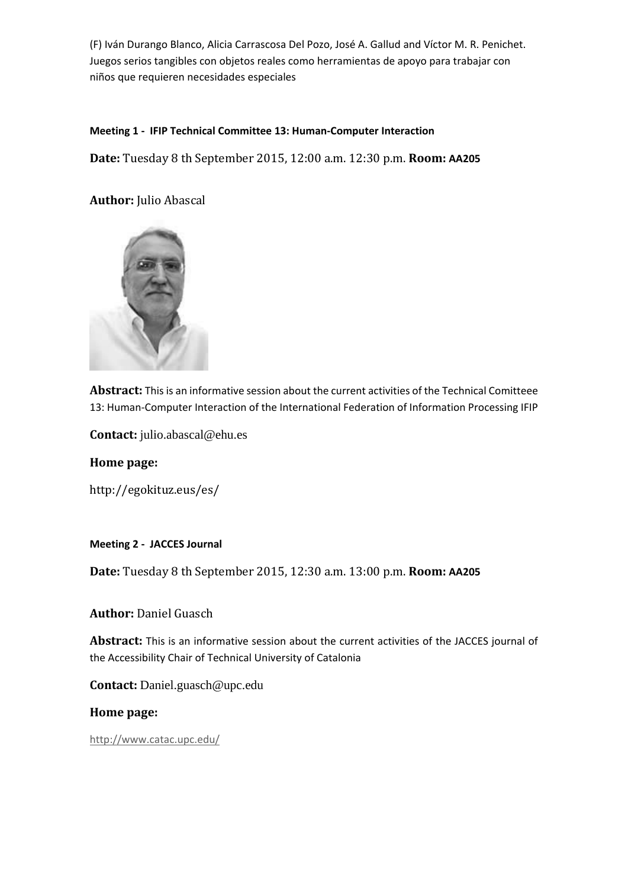(F) Iván Durango Blanco, Alicia Carrascosa Del Pozo, José A. Gallud and Víctor M. R. Penichet. Juegos serios tangibles con objetos reales como herramientas de apoyo para trabajar con niños que requieren necesidades especiales

#### Meeting 1 - IFIP Technical Committee 13: Human-Computer Interaction

**Date:** Tuesday 8 th September 2015, 12:00 a.m. 12:30 p.m. **Room:** AA205

**Author:** Julio Abascal

**Abstract:** This is an informative session about the current activities of the Technical Comitteee 13: Human-Computer Interaction of the International Federation of Information Processing IFIP

**Contact:** julio.abascal@ehu.es

**Home page:**

http://egokituz.eus/es/

#### Meeting 2 - JACCES Journal

**Date:** Tuesday 8 th September 2015, 12:30 a.m. 13:00 p.m. **Room:** AA205

**Author:** Daniel Guasch

**Abstract:** This is an informative session about the current activities of the JACCES journal of the Accessibility Chair of Technical University of Catalonia

**Contact:** Daniel.guasch@upc.edu

**Home page:**

http://www.catac.upc.edu/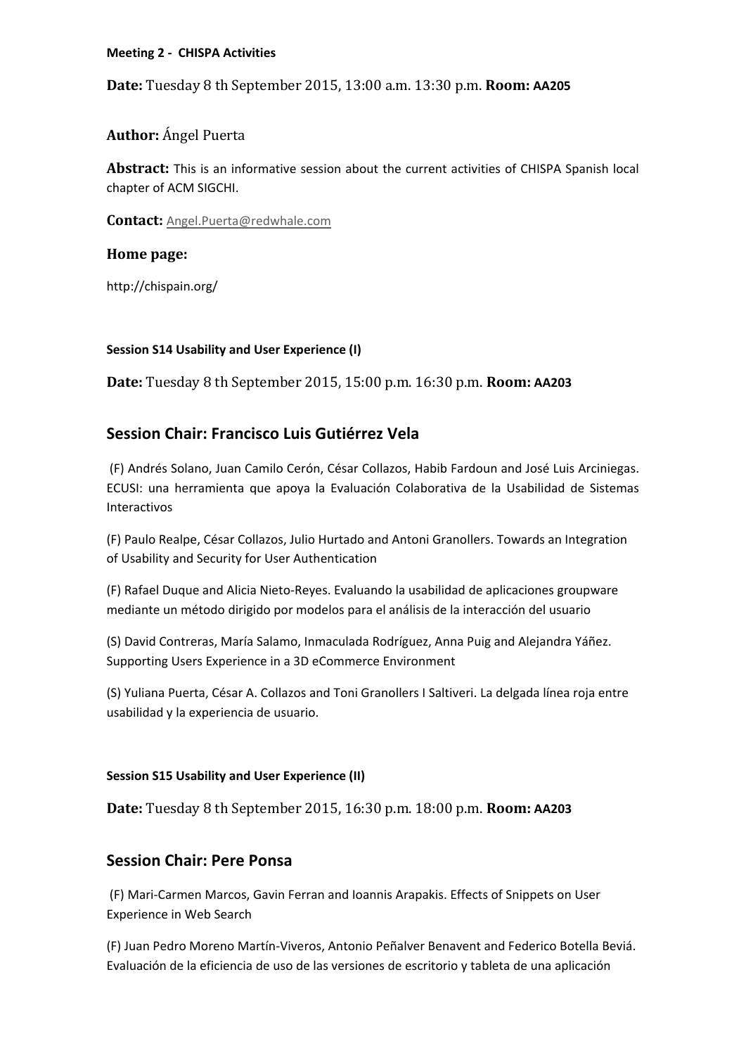#### Meeting 2 - CHISPA Activities

**Date:** Tuesday 8 th September 2015, 13:00 a.m. 13:30 p.m. **Room:** AA205

**Author:** Ángel Puerta

**Abstract:** This is an informative session about the current activities of CHISPA Spanish local chapter of ACM SIGCHI.

**Contact:** Angel.Puerta@redwhale.com

**Home page:**

http://chispain.org/

#### Session S14 Usability and User Experience (I)

**Date:** Tuesday 8 th September 2015, 15:00 p.m. 16:30 p.m. **Room:** AA203

## Session Chair: Francisco Luis Gutiérrez Vela

(F) Andrés Solano, Juan Camilo Cerón, César Collazos, Habib Fardoun and José Luis Arciniegas. ECUSI: una herramienta que apoya la Evaluación Colaborativa de la Usabilidad de Sistemas Interactivos

(F) Paulo Realpe, César Collazos, Julio Hurtado and Antoni Granollers. Towards an Integration of Usability and Security for User Authentication

(F) Rafael Duque and Alicia Nieto-Reyes. Evaluando la usabilidad de aplicaciones groupware mediante un método dirigido por modelos para el análisis de la interacción del usuario

(S) David Contreras, María Salamo, Inmaculada Rodríguez, Anna Puig and Alejandra Yáñez. Supporting Users Experience in a 3D eCommerce Environment

(S) Yuliana Puerta, César A. Collazos and Toni Granollers I Saltiveri. La delgada línea roja entre usabilidad y la experiencia de usuario.

#### Session S15 Usability and User Experience (II)

**Date:** Tuesday 8 th September 2015, 16:30 p.m. 18:00 p.m. **Room:** AA203

## Session Chair: Pere Ponsa

(F) Mari-Carmen Marcos, Gavin Ferran and Ioannis Arapakis. Effects of Snippets on User Experience in Web Search

(F) Juan Pedro Moreno Martín-Viveros, Antonio Peñalver Benavent and Federico Botella Beviá. Evaluación de la eficiencia de uso de las versiones de escritorio y tableta de una aplicación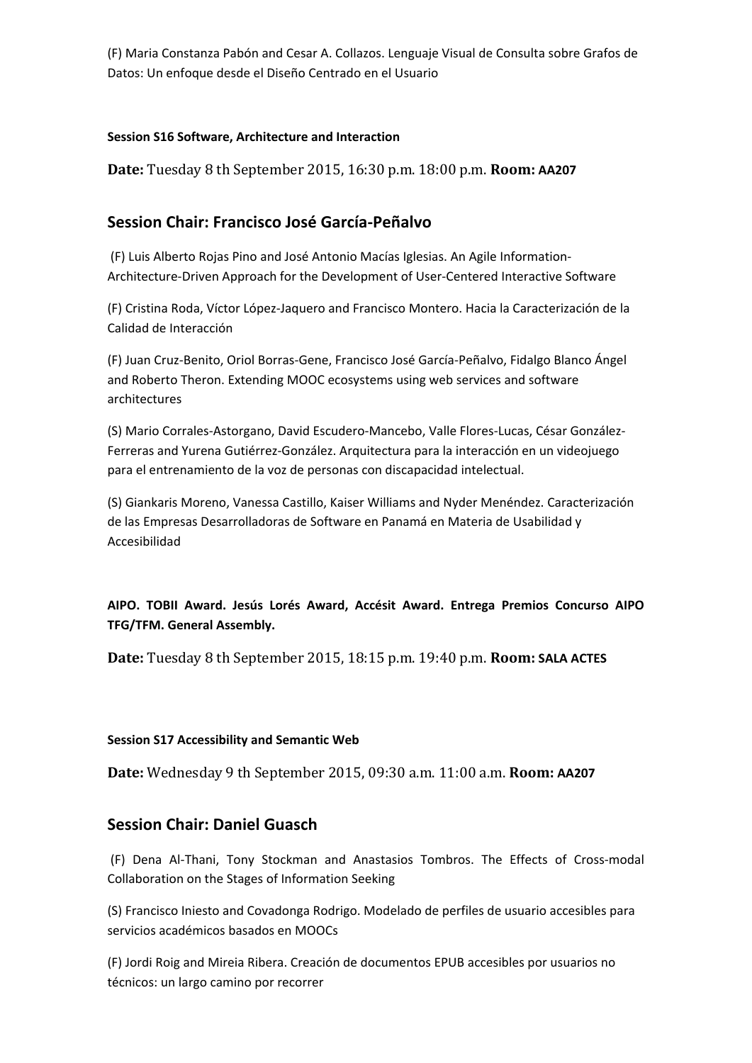(F) Maria Constanza Pabón and Cesar A. Collazos. Lenguaje Visual de Consulta sobre Grafos de Datos: Un enfoque desde el Diseño Centrado en el Usuario

**Session S16 Software, Architecture and Interaction**

**Date:** Tuesday 8 th September 2015, 16:30 p.m. 18:00 p.m. **Room: AA207**

## Session Chair: Francisco José García-Peñalvo

(F) Luis Alberto Rojas Pino and José Antonio Macías Iglesias. An Agile Information-Architecture-Driven Approach for the Development of User-Centered Interactive Software

(F) Cristina Roda, Víctor López-Jaquero and Francisco Montero. Hacia la Caracterización de la Calidad de Interacción

(F) Juan Cruz-Benito, Oriol Borras-Gene, Francisco José García-Peñalvo, Fidalgo Blanco Ángel and Roberto Theron. Extending MOOC ecosystems using web services and software architectures

(S) Mario Corrales-Astorgano, David Escudero-Mancebo, Valle Flores-Lucas, César González-Ferreras and Yurena Gutiérrez-González. Arquitectura para la interacción en un videojuego para el entrenamiento de la voz de personas con discapacidad intelectual.

(S) Giankaris Moreno, Vanessa Castillo, Kaiser Williams and Nyder Menéndez. Caracterización de las Empresas Desarrolladoras de Software en Panamá en Materia de Usabilidad y Accesibilidad

**AIPO. TOBII Award. Jesús Lorés Award, Accésit Award. Entrega Premios Concurso AIPO TFG/TFM. General Assembly.**

**Date:** Tuesday 8 th September 2015, 18:15 p.m. 19:40 p.m. **Room: SALA ACTES**

**Session S17 Accessibility and Semantic Web**

**Date:** Wednesday 9 th September 2015, 09:30 a.m. 11:00 a.m. **Room: AA207**

## Session Chair: Daniel Guasch

(F) Dena Al-Thani, Tony Stockman and Anastasios Tombros. The Effects of Cross-modal Collaboration on the Stages of Information Seeking

(S) Francisco Iniesto and Covadonga Rodrigo. Modelado de perfiles de usuario accesibles para servicios académicos basados en MOOCs

(F) Jordi Roig and Mireia Ribera. Creación de documentos EPUB accesibles por usuarios no técnicos: un largo camino por recorrer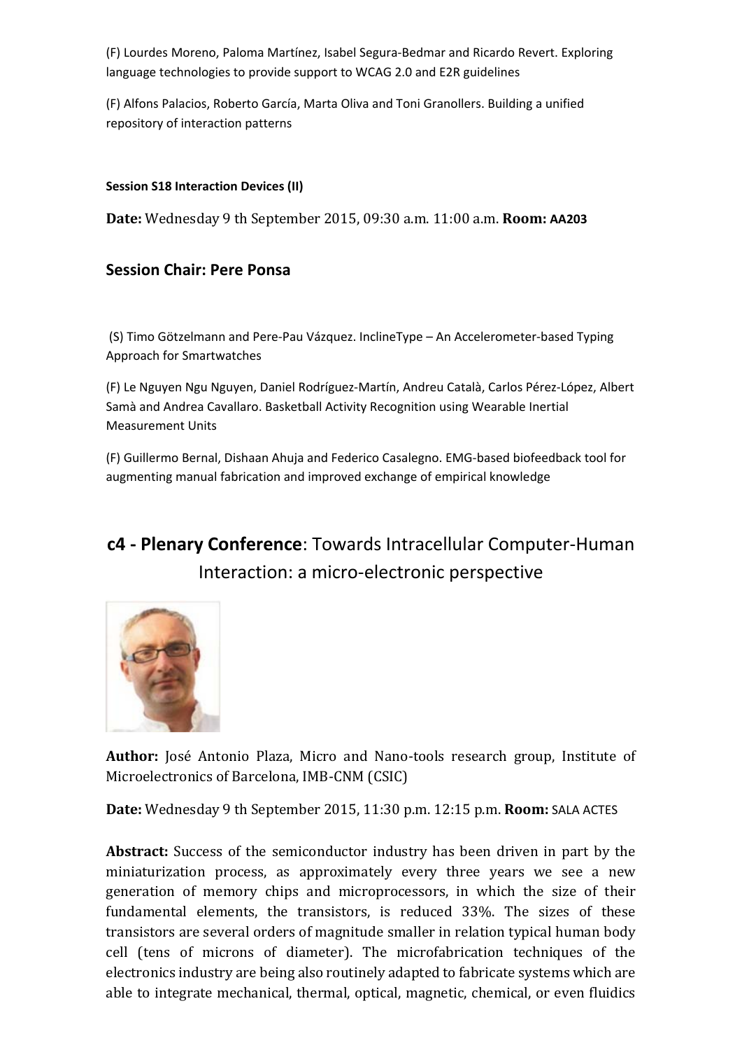(F) Lourdes Moreno, Paloma Martínez, Isabel Segura-Bedmar and Ricardo Revert. Exploring language technologies to provide support to WCAG 2.0 and E2R guidelines

(F) Alfons Palacios, Roberto García, Marta Oliva and Toni Granollers. Building a unified repository of interaction patterns

#### Session S18 Interaction Devices (II)

**Date:** Wednesday 9 th September 2015, 09:30 a.m. 11:00 a.m. **Room:** **AA203**

### Session Chair: Pere Ponsa

(S) Timo Götzelmann and Pere-Pau Vázquez. InclineType – An Accelerometer-based Typing Approach for Smartwatches

(F) Le Nguyen Ngu Nguyen, Daniel Rodríguez-Martín, Andreu Català, Carlos Pérez-López, Albert Samà and Andrea Cavallaro. Basketball Activity Recognition using Wearable Inertial Measurement Units

(F) Guillermo Bernal, Dishaan Ahuja and Federico Casalegno. EMG-based biofeedback tool for augmenting manual fabrication and improved exchange of empirical knowledge

## c4 - Plenary Conference: Towards Intracellular Computer-Human Interaction: a micro-electronic perspective

**Author:** José Antonio Plaza, Micro and Nano-tools research group, Institute of Microelectronics of Barcelona, IMB-CNM (CSIC)

**Date:** Wednesday 9 th September 2015, 11:30 p.m. 12:15 p.m. **Room:** SALA ACTES

**Abstract:** Success of the semiconductor industry has been driven in part by the miniaturization process, as approximately every three years we see a new generation of memory chips and microprocessors, in which the size of their fundamental elements, the transistors, is reduced 33%. The sizes of these transistors are several orders of magnitude smaller in relation typical human body cell (tens of microns of diameter). The microfabrication techniques of the electronics industry are being also routinely adapted to fabricate systems which are able to integrate mechanical, thermal, optical, magnetic, chemical, or even fluidics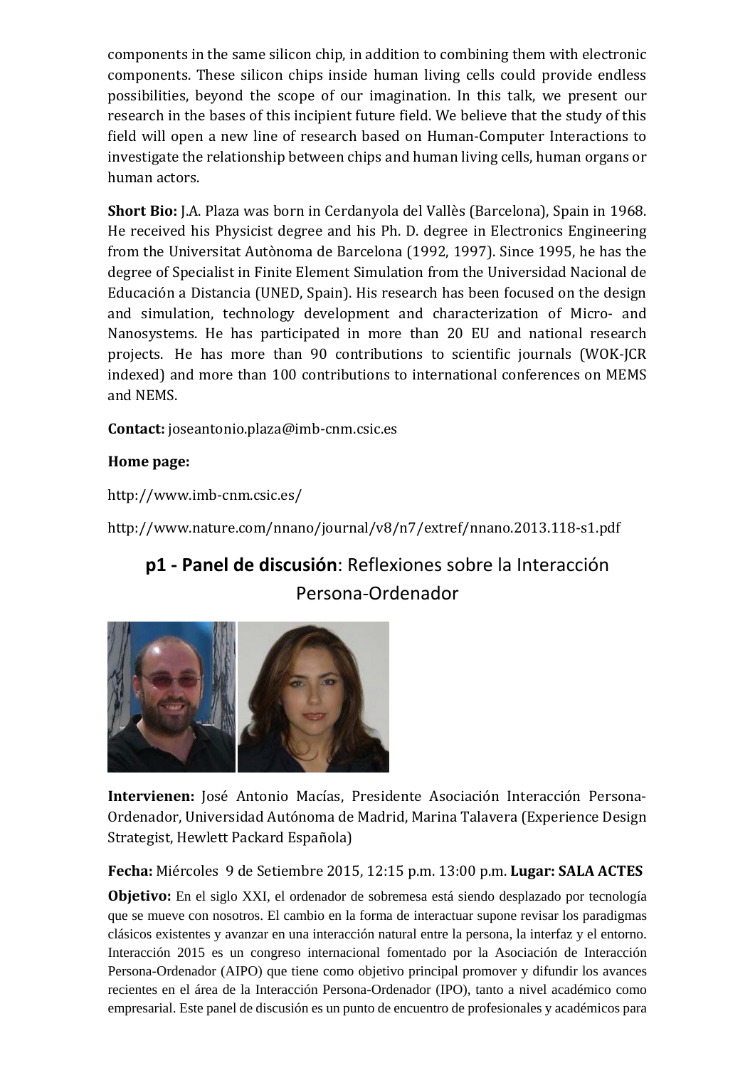components in the same silicon chip, in addition to combining them with electronic components. These silicon chips inside human living cells could provide endless possibilities, beyond the scope of our imagination. In this talk, we present our research in the bases of this incipient future field. We believe that the study of this field will open a new line of research based on Human-Computer Interactions to investigate the relationship between chips and human living cells, human organs or human actors.

**Short Bio:** J.A. Plaza was born in Cerdanyola del Vallès (Barcelona), Spain in 1968. He received his Physicist degree and his Ph. D. degree in Electronics Engineering from the Universitat Autònoma de Barcelona (1992, 1997). Since 1995, he has the degree of Specialist in Finite Element Simulation from the Universidad Nacional de Educación a Distancia (UNED, Spain). His research has been focused on the design and simulation, technology development and characterization of Micro- and Nanosystems. He has participated in more than 20 EU and national research projects. He has more than 90 contributions to scientific journals (WOK-JCR indexed) and more than 100 contributions to international conferences on MEMS and NEMS.

**Contact:** joseantonio.plaza@imb-cnm.csic.es

**Home page:**

http://www.imb-cnm.csic.es/

http://www.nature.com/nnano/journal/v8/n7/extref/nnano.2013.118-s1.pdf

## **p1 - Panel de discusión**: Reflexiones sobre la Interacción Persona-Ordenador

**Intervienen:** José Antonio Macías, Presidente Asociación Interacción Persona-Ordenador, Universidad Autónoma de Madrid, Marina Talavera (Experience Design Strategist, Hewlett Packard Española)

**Fecha:** Miércoles 9 de Setiembre 2015, 12:15 p.m. 13:00 p.m. **Lugar: SALA ACTES**

**Objetivo:** En el siglo XXI, el ordenador de sobremesa está siendo desplazado por tecnología que se mueve con nosotros. El cambio en la forma de interactuar supone revisar los paradigmas clásicos existentes y avanzar en una interacción natural entre la persona, la interfaz y el entorno. Interacción 2015 es un congreso internacional fomentado por la Asociación de Interacción Persona-Ordenador (AIPO) que tiene como objetivo principal promover y difundir los avances recientes en el área de la Interacción Persona-Ordenador (IPO), tanto a nivel académico como empresarial. Este panel de discusión es un punto de encuentro de profesionales y académicos para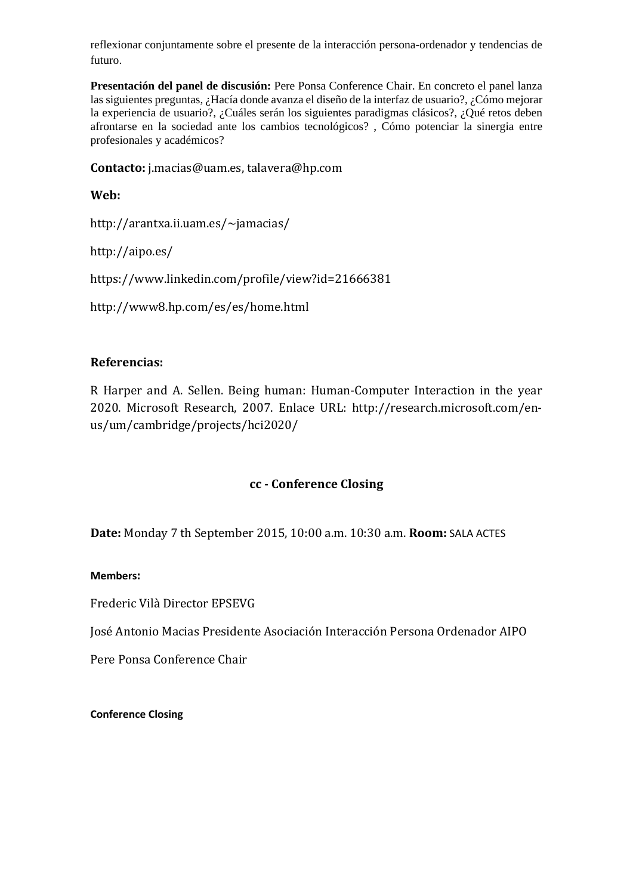reflexionar conjuntamente sobre el presente de la interacción persona-ordenador y tendencias de futuro.

**Presentación del panel de discusión:** Pere Ponsa Conference Chair. En concreto el panel lanza las siguientes preguntas, ¿Hacía donde avanza el diseño de la interfaz de usuario?, ¿Cómo mejorar la experiencia de usuario?, ¿Cuáles serán los siguientes paradigmas clásicos?, ¿Qué retos deben afrontarse en la sociedad ante los cambios tecnológicos? , Cómo potenciar la sinergia entre profesionales y académicos?

**Contacto:** j.macias@uam.es, talavera@hp.com

**Web:**

http://arantxa.ii.uam.es/~jamacias/

http://aipo.es/

https://www.linkedin.com/profile/view?id=21666381

http://www8.hp.com/es/es/home.html

**Referencias:**

R Harper and A. Sellen. Being human: Human-Computer Interaction in the year 2020. Microsoft Research, 2007. Enlace URL: http://research.microsoft.com/en-us/um/cambridge/projects/hci2020/

## cc - Conference Closing

**Date:** Monday 7 th September 2015, 10:00 a.m. 10:30 a.m. **Room:** SALA ACTES

**Members:**

Frederic Vilà Director EPSEVG

José Antonio Macias Presidente Asociación Interacción Persona Ordenador AIPO

Pere Ponsa Conference Chair

**Conference Closing**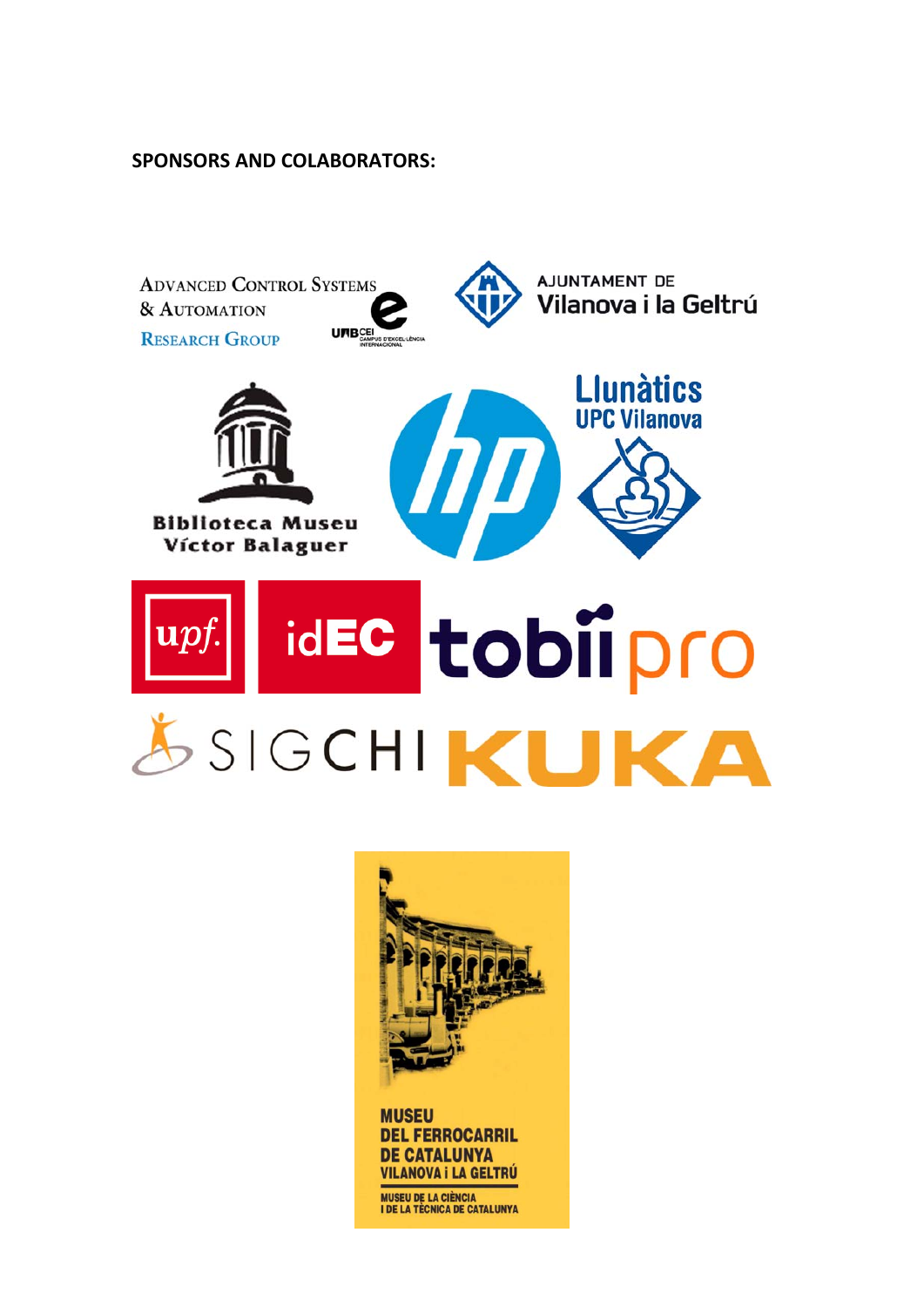**SPONSORS AND COLABORATORS:**

ADVANCED CONTROL SYSTEMS
& AUTOMATION
RESEARCH GROUP

UAB CEI CAMPUS D'EXCEL·LÈNCIA INTERNACIONAL

AJUNTAMENT DE
Vilanova i la Geltrú

Biblioteca Museu
Víctor Balaguer

hp

Llunàtics
UPC Vilanova

upf.

idEC

tobii pro

SIGCHI

KUKA

MUSEU
DEL FERROCARRIL
DE CATALUNYA
VILANOVA i LA GELTRÚ

MUSEU DE LA CIÈNCIA
I DE LA TÈCNICA DE CATALUNYA